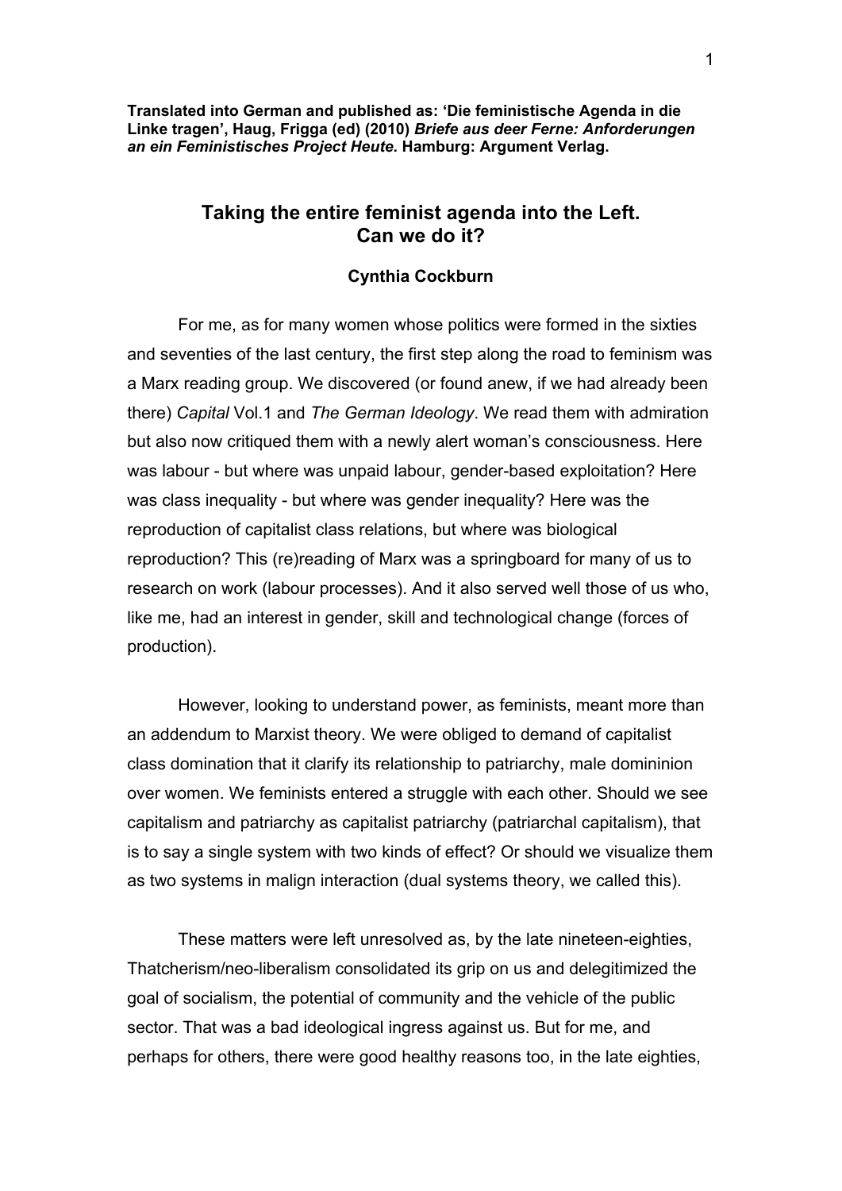**Translated into German and published as: 'Die feministische Agenda in die Linke tragen', Haug, Frigga (ed) (2010) *Briefe aus deer Ferne: Anforderungen an ein Feministisches Project Heute.* Hamburg: Argument Verlag.**

# Taking the entire feminist agenda into the Left. Can we do it?

**Cynthia Cockburn**

For me, as for many women whose politics were formed in the sixties and seventies of the last century, the first step along the road to feminism was a Marx reading group. We discovered (or found anew, if we had already been there) *Capital* Vol.1 and *The German Ideology*. We read them with admiration but also now critiqued them with a newly alert woman's consciousness. Here was labour - but where was unpaid labour, gender-based exploitation? Here was class inequality - but where was gender inequality? Here was the reproduction of capitalist class relations, but where was biological reproduction? This (re)reading of Marx was a springboard for many of us to research on work (labour processes). And it also served well those of us who, like me, had an interest in gender, skill and technological change (forces of production).

However, looking to understand power, as feminists, meant more than an addendum to Marxist theory. We were obliged to demand of capitalist class domination that it clarify its relationship to patriarchy, male domininion over women. We feminists entered a struggle with each other. Should we see capitalism and patriarchy as capitalist patriarchy (patriarchal capitalism), that is to say a single system with two kinds of effect? Or should we visualize them as two systems in malign interaction (dual systems theory, we called this).

These matters were left unresolved as, by the late nineteen-eighties, Thatcherism/neo-liberalism consolidated its grip on us and delegitimized the goal of socialism, the potential of community and the vehicle of the public sector. That was a bad ideological ingress against us. But for me, and perhaps for others, there were good healthy reasons too, in the late eighties,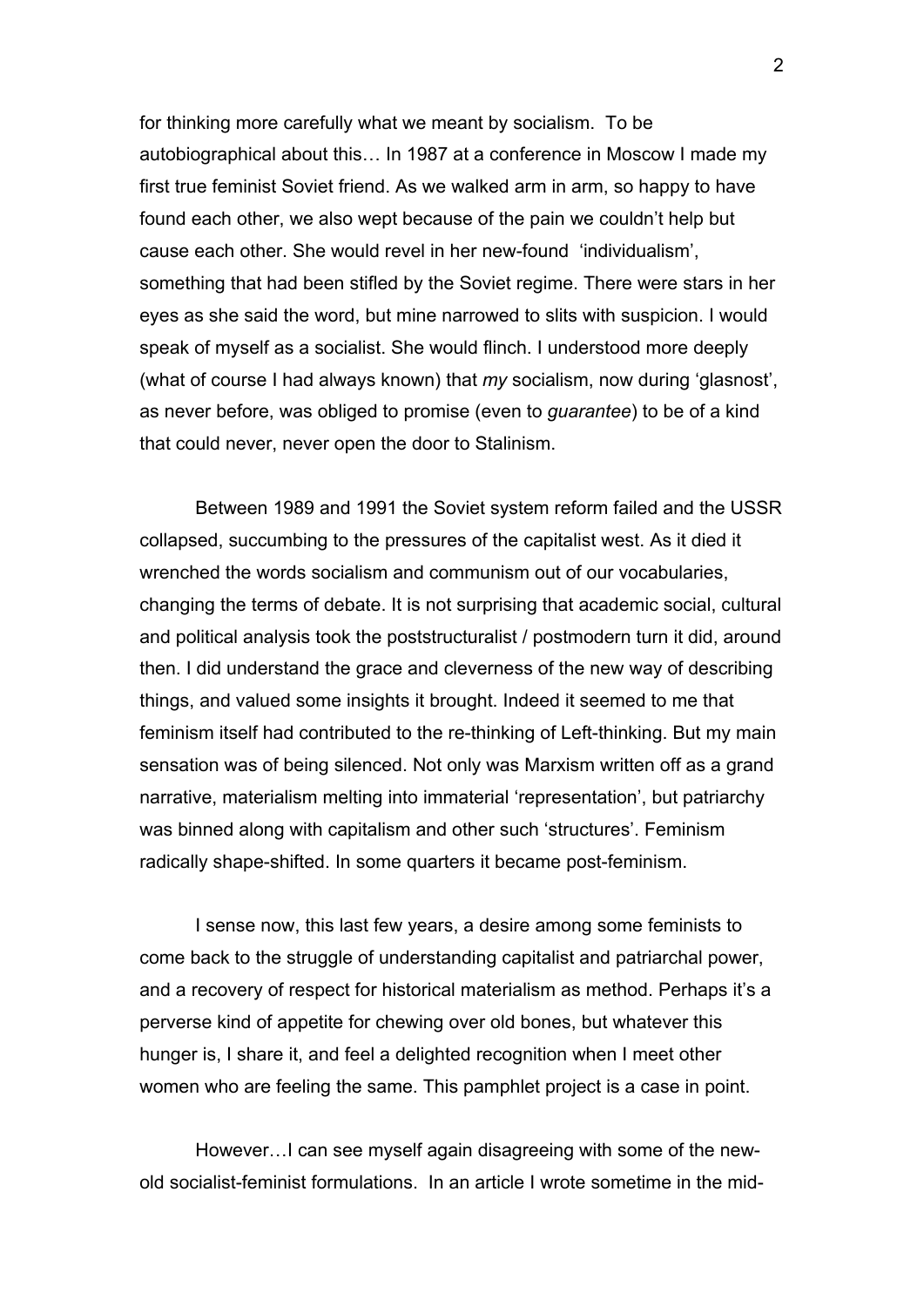for thinking more carefully what we meant by socialism. To be autobiographical about this… In 1987 at a conference in Moscow I made my first true feminist Soviet friend. As we walked arm in arm, so happy to have found each other, we also wept because of the pain we couldn't help but cause each other. She would revel in her new-found 'individualism', something that had been stifled by the Soviet regime. There were stars in her eyes as she said the word, but mine narrowed to slits with suspicion. I would speak of myself as a socialist. She would flinch. I understood more deeply (what of course I had always known) that *my* socialism, now during 'glasnost', as never before, was obliged to promise (even to *guarantee*) to be of a kind that could never, never open the door to Stalinism.

Between 1989 and 1991 the Soviet system reform failed and the USSR collapsed, succumbing to the pressures of the capitalist west. As it died it wrenched the words socialism and communism out of our vocabularies, changing the terms of debate. It is not surprising that academic social, cultural and political analysis took the poststructuralist / postmodern turn it did, around then. I did understand the grace and cleverness of the new way of describing things, and valued some insights it brought. Indeed it seemed to me that feminism itself had contributed to the re-thinking of Left-thinking. But my main sensation was of being silenced. Not only was Marxism written off as a grand narrative, materialism melting into immaterial 'representation', but patriarchy was binned along with capitalism and other such 'structures'. Feminism radically shape-shifted. In some quarters it became post-feminism.

I sense now, this last few years, a desire among some feminists to come back to the struggle of understanding capitalist and patriarchal power, and a recovery of respect for historical materialism as method. Perhaps it's a perverse kind of appetite for chewing over old bones, but whatever this hunger is, I share it, and feel a delighted recognition when I meet other women who are feeling the same. This pamphlet project is a case in point.

However…I can see myself again disagreeing with some of the new-old socialist-feminist formulations. In an article I wrote sometime in the mid-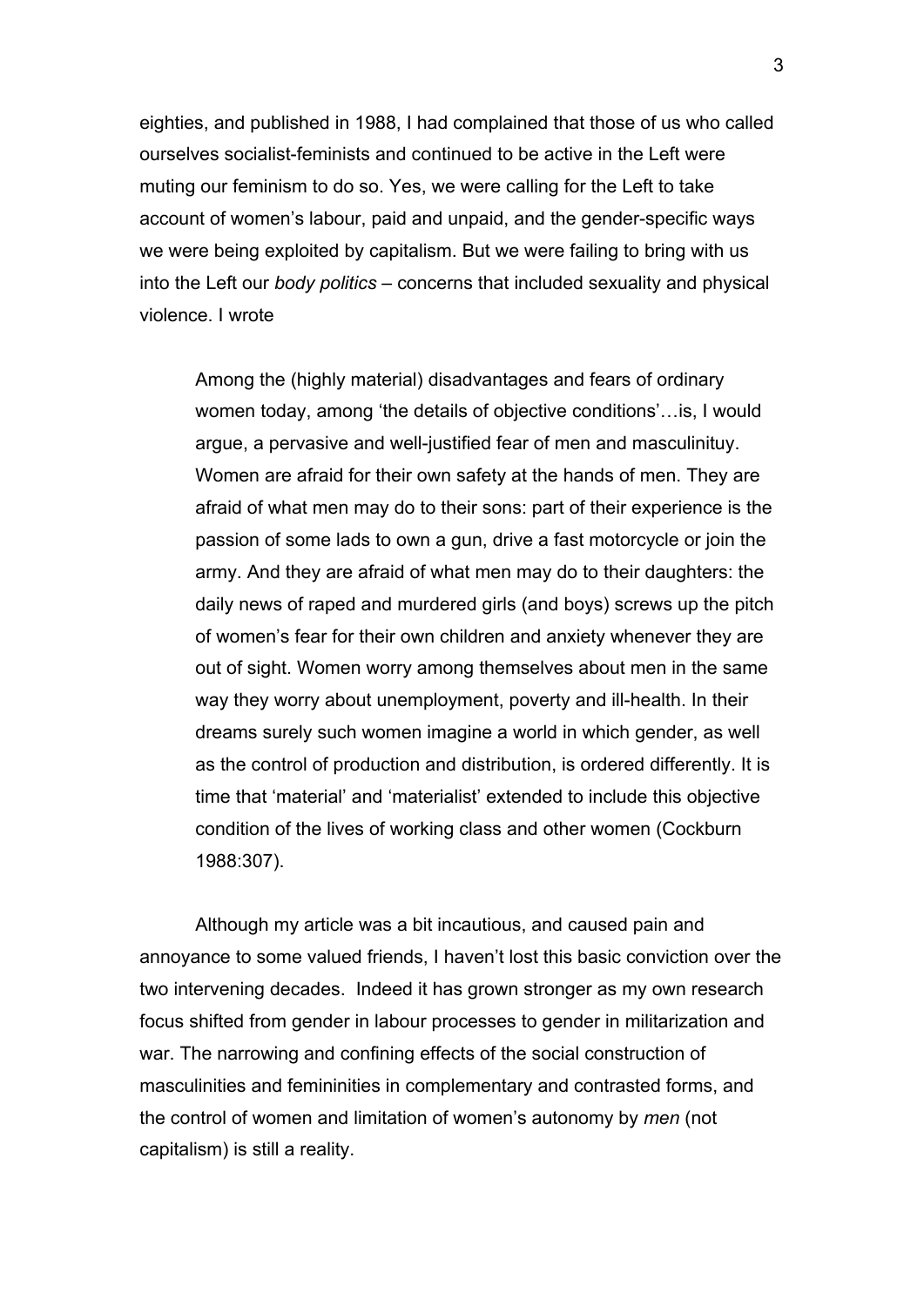eighties, and published in 1988, I had complained that those of us who called ourselves socialist-feminists and continued to be active in the Left were muting our feminism to do so. Yes, we were calling for the Left to take account of women's labour, paid and unpaid, and the gender-specific ways we were being exploited by capitalism. But we were failing to bring with us into the Left our *body politics* – concerns that included sexuality and physical violence. I wrote

> Among the (highly material) disadvantages and fears of ordinary women today, among 'the details of objective conditions'…is, I would argue, a pervasive and well-justified fear of men and masculinituy. Women are afraid for their own safety at the hands of men. They are afraid of what men may do to their sons: part of their experience is the passion of some lads to own a gun, drive a fast motorcycle or join the army. And they are afraid of what men may do to their daughters: the daily news of raped and murdered girls (and boys) screws up the pitch of women's fear for their own children and anxiety whenever they are out of sight. Women worry among themselves about men in the same way they worry about unemployment, poverty and ill-health. In their dreams surely such women imagine a world in which gender, as well as the control of production and distribution, is ordered differently. It is time that 'material' and 'materialist' extended to include this objective condition of the lives of working class and other women (Cockburn 1988:307).

Although my article was a bit incautious, and caused pain and annoyance to some valued friends, I haven't lost this basic conviction over the two intervening decades. Indeed it has grown stronger as my own research focus shifted from gender in labour processes to gender in militarization and war. The narrowing and confining effects of the social construction of masculinities and femininities in complementary and contrasted forms, and the control of women and limitation of women's autonomy by *men* (not capitalism) is still a reality.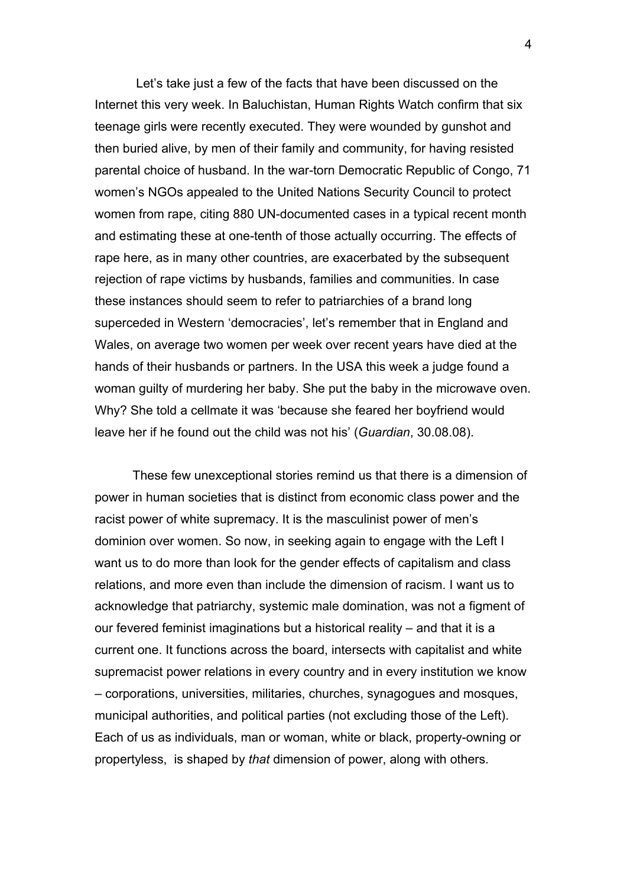Let's take just a few of the facts that have been discussed on the Internet this very week. In Baluchistan, Human Rights Watch confirm that six teenage girls were recently executed. They were wounded by gunshot and then buried alive, by men of their family and community, for having resisted parental choice of husband. In the war-torn Democratic Republic of Congo, 71 women's NGOs appealed to the United Nations Security Council to protect women from rape, citing 880 UN-documented cases in a typical recent month and estimating these at one-tenth of those actually occurring. The effects of rape here, as in many other countries, are exacerbated by the subsequent rejection of rape victims by husbands, families and communities. In case these instances should seem to refer to patriarchies of a brand long superceded in Western 'democracies', let's remember that in England and Wales, on average two women per week over recent years have died at the hands of their husbands or partners. In the USA this week a judge found a woman guilty of murdering her baby. She put the baby in the microwave oven. Why? She told a cellmate it was 'because she feared her boyfriend would leave her if he found out the child was not his' (*Guardian*, 30.08.08).

These few unexceptional stories remind us that there is a dimension of power in human societies that is distinct from economic class power and the racist power of white supremacy. It is the masculinist power of men's dominion over women. So now, in seeking again to engage with the Left I want us to do more than look for the gender effects of capitalism and class relations, and more even than include the dimension of racism. I want us to acknowledge that patriarchy, systemic male domination, was not a figment of our fevered feminist imaginations but a historical reality – and that it is a current one. It functions across the board, intersects with capitalist and white supremacist power relations in every country and in every institution we know – corporations, universities, militaries, churches, synagogues and mosques, municipal authorities, and political parties (not excluding those of the Left). Each of us as individuals, man or woman, white or black, property-owning or propertyless, is shaped by *that* dimension of power, along with others.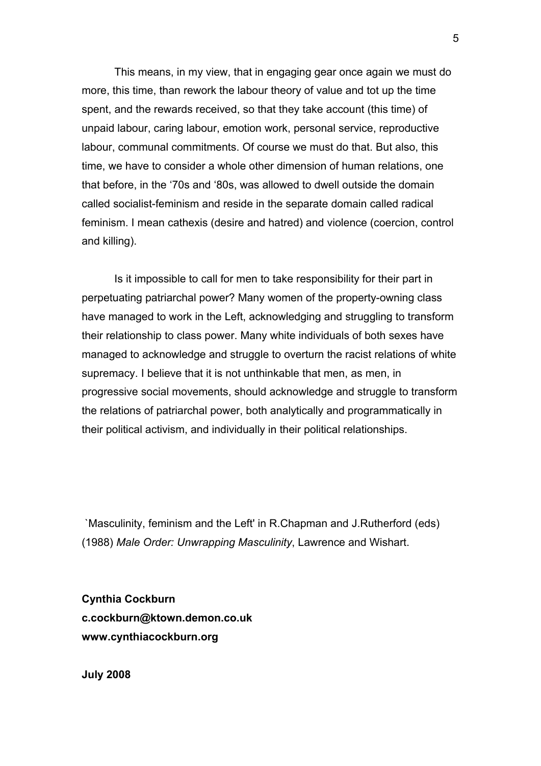This means, in my view, that in engaging gear once again we must do more, this time, than rework the labour theory of value and tot up the time spent, and the rewards received, so that they take account (this time) of unpaid labour, caring labour, emotion work, personal service, reproductive labour, communal commitments. Of course we must do that. But also, this time, we have to consider a whole other dimension of human relations, one that before, in the '70s and '80s, was allowed to dwell outside the domain called socialist-feminism and reside in the separate domain called radical feminism. I mean cathexis (desire and hatred) and violence (coercion, control and killing).

Is it impossible to call for men to take responsibility for their part in perpetuating patriarchal power? Many women of the property-owning class have managed to work in the Left, acknowledging and struggling to transform their relationship to class power. Many white individuals of both sexes have managed to acknowledge and struggle to overturn the racist relations of white supremacy. I believe that it is not unthinkable that men, as men, in progressive social movements, should acknowledge and struggle to transform the relations of patriarchal power, both analytically and programmatically in their political activism, and individually in their political relationships.

`Masculinity, feminism and the Left' in R.Chapman and J.Rutherford (eds) (1988) *Male Order: Unwrapping Masculinity*, Lawrence and Wishart.

**Cynthia Cockburn**
**c.cockburn@ktown.demon.co.uk**
**www.cynthiacockburn.org**

**July 2008**